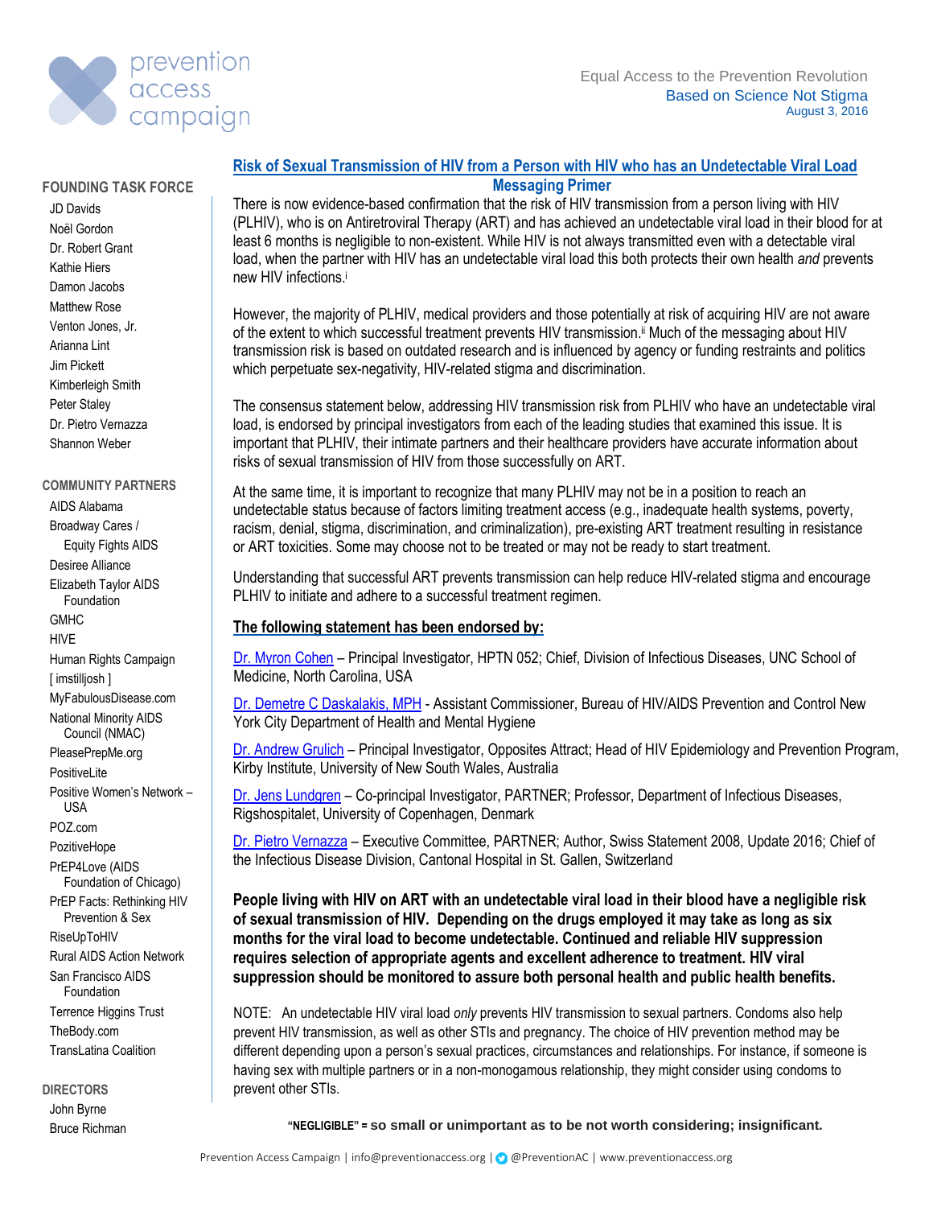prevention access campaign

Equal Access to the Prevention Revolution
Based on Science Not Stigma
August 3, 2016

**FOUNDING TASK FORCE**

- JD Davids
- Noël Gordon
- Dr. Robert Grant
- Kathie Hiers
- Damon Jacobs
- Matthew Rose
- Venton Jones, Jr.
- Arianna Lint
- Jim Pickett
- Kimberleigh Smith
- Peter Staley
- Dr. Pietro Vernazza
- Shannon Weber

**COMMUNITY PARTNERS**

- AIDS Alabama
- Broadway Cares / Equity Fights AIDS
- Desiree Alliance
- Elizabeth Taylor AIDS Foundation
- GMHC
- HIVE
- Human Rights Campaign
- [ imstilljosh ]
- MyFabulousDisease.com
- National Minority AIDS Council (NMAC)
- PleasePrepMe.org
- PositiveLite
- Positive Women's Network – USA
- POZ.com
- PozitiveHope
- PrEP4Love (AIDS Foundation of Chicago)
- PrEP Facts: Rethinking HIV Prevention & Sex
- RiseUpToHIV
- Rural AIDS Action Network
- San Francisco AIDS Foundation
- Terrence Higgins Trust
- TheBody.com
- TransLatina Coalition

**DIRECTORS**

- John Byrne
- Bruce Richman

## Risk of Sexual Transmission of HIV from a Person with HIV who has an Undetectable Viral Load

## Messaging Primer

There is now evidence-based confirmation that the risk of HIV transmission from a person living with HIV (PLHIV), who is on Antiretroviral Therapy (ART) and has achieved an undetectable viral load in their blood for at least 6 months is negligible to non-existent. While HIV is not always transmitted even with a detectable viral load, when the partner with HIV has an undetectable viral load this both protects their own health *and* prevents new HIV infections.[i]

However, the majority of PLHIV, medical providers and those potentially at risk of acquiring HIV are not aware of the extent to which successful treatment prevents HIV transmission.[ii] Much of the messaging about HIV transmission risk is based on outdated research and is influenced by agency or funding restraints and politics which perpetuate sex-negativity, HIV-related stigma and discrimination.

The consensus statement below, addressing HIV transmission risk from PLHIV who have an undetectable viral load, is endorsed by principal investigators from each of the leading studies that examined this issue. It is important that PLHIV, their intimate partners and their healthcare providers have accurate information about risks of sexual transmission of HIV from those successfully on ART.

At the same time, it is important to recognize that many PLHIV may not be in a position to reach an undetectable status because of factors limiting treatment access (e.g., inadequate health systems, poverty, racism, denial, stigma, discrimination, and criminalization), pre-existing ART treatment resulting in resistance or ART toxicities. Some may choose not to be treated or may not be ready to start treatment.

Understanding that successful ART prevents transmission can help reduce HIV-related stigma and encourage PLHIV to initiate and adhere to a successful treatment regimen.

**The following statement has been endorsed by:**

Dr. Myron Cohen – Principal Investigator, HPTN 052; Chief, Division of Infectious Diseases, UNC School of Medicine, North Carolina, USA

Dr. Demetre C Daskalakis, MPH - Assistant Commissioner, Bureau of HIV/AIDS Prevention and Control New York City Department of Health and Mental Hygiene

Dr. Andrew Grulich – Principal Investigator, Opposites Attract; Head of HIV Epidemiology and Prevention Program, Kirby Institute, University of New South Wales, Australia

Dr. Jens Lundgren – Co-principal Investigator, PARTNER; Professor, Department of Infectious Diseases, Rigshospitalet, University of Copenhagen, Denmark

Dr. Pietro Vernazza – Executive Committee, PARTNER; Author, Swiss Statement 2008, Update 2016; Chief of the Infectious Disease Division, Cantonal Hospital in St. Gallen, Switzerland

**People living with HIV on ART with an undetectable viral load in their blood have a negligible risk of sexual transmission of HIV. Depending on the drugs employed it may take as long as six months for the viral load to become undetectable. Continued and reliable HIV suppression requires selection of appropriate agents and excellent adherence to treatment. HIV viral suppression should be monitored to assure both personal health and public health benefits.**

NOTE: An undetectable HIV viral load *only* prevents HIV transmission to sexual partners. Condoms also help prevent HIV transmission, as well as other STIs and pregnancy. The choice of HIV prevention method may be different depending upon a person's sexual practices, circumstances and relationships. For instance, if someone is having sex with multiple partners or in a non-monogamous relationship, they might consider using condoms to prevent other STIs.

**"NEGLIGIBLE" = so small or unimportant as to be not worth considering; insignificant.**

Prevention Access Campaign | info@preventionaccess.org | @PreventionAC | www.preventionaccess.org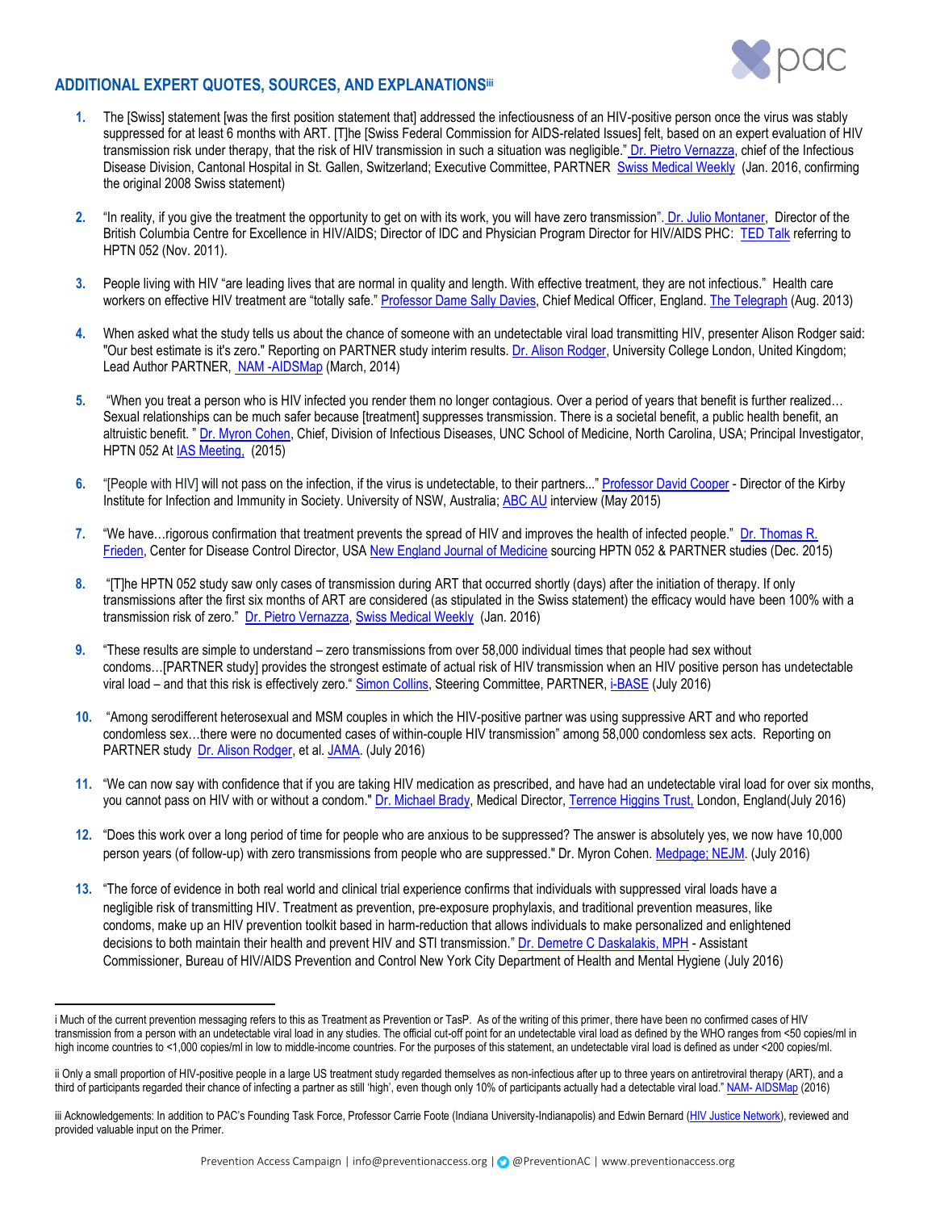## ADDITIONAL EXPERT QUOTES, SOURCES, AND EXPLANATIONS[iii]

1. The [Swiss] statement [was the first position statement that] addressed the infectiousness of an HIV-positive person once the virus was stably suppressed for at least 6 months with ART. [T]he [Swiss Federal Commission for AIDS-related Issues] felt, based on an expert evaluation of HIV transmission risk under therapy, that the risk of HIV transmission in such a situation was negligible." Dr. Pietro Vernazza, chief of the Infectious Disease Division, Cantonal Hospital in St. Gallen, Switzerland; Executive Committee, PARTNER Swiss Medical Weekly (Jan. 2016, confirming the original 2008 Swiss statement)

2. "In reality, if you give the treatment the opportunity to get on with its work, you will have zero transmission". Dr. Julio Montaner, Director of the British Columbia Centre for Excellence in HIV/AIDS; Director of IDC and Physician Program Director for HIV/AIDS PHC: TED Talk referring to HPTN 052 (Nov. 2011).

3. People living with HIV "are leading lives that are normal in quality and length. With effective treatment, they are not infectious." Health care workers on effective HIV treatment are "totally safe." Professor Dame Sally Davies, Chief Medical Officer, England. The Telegraph (Aug. 2013)

4. When asked what the study tells us about the chance of someone with an undetectable viral load transmitting HIV, presenter Alison Rodger said: "Our best estimate is it's zero." Reporting on PARTNER study interim results. Dr. Alison Rodger, University College London, United Kingdom; Lead Author PARTNER, NAM -AIDSMap (March, 2014)

5. "When you treat a person who is HIV infected you render them no longer contagious. Over a period of years that benefit is further realized… Sexual relationships can be much safer because [treatment] suppresses transmission. There is a societal benefit, a public health benefit, an altruistic benefit. " Dr. Myron Cohen, Chief, Division of Infectious Diseases, UNC School of Medicine, North Carolina, USA; Principal Investigator, HPTN 052 At IAS Meeting, (2015)

6. "[People with HIV] will not pass on the infection, if the virus is undetectable, to their partners..." Professor David Cooper - Director of the Kirby Institute for Infection and Immunity in Society. University of NSW, Australia; ABC AU interview (May 2015)

7. "We have…rigorous confirmation that treatment prevents the spread of HIV and improves the health of infected people." Dr. Thomas R. Frieden, Center for Disease Control Director, USA New England Journal of Medicine sourcing HPTN 052 & PARTNER studies (Dec. 2015)

8. "[T]he HPTN 052 study saw only cases of transmission during ART that occurred shortly (days) after the initiation of therapy. If only transmissions after the first six months of ART are considered (as stipulated in the Swiss statement) the efficacy would have been 100% with a transmission risk of zero." Dr. Pietro Vernazza, Swiss Medical Weekly (Jan. 2016)

9. "These results are simple to understand – zero transmissions from over 58,000 individual times that people had sex without condoms…[PARTNER study] provides the strongest estimate of actual risk of HIV transmission when an HIV positive person has undetectable viral load – and that this risk is effectively zero." Simon Collins, Steering Committee, PARTNER, i-BASE (July 2016)

10. "Among serodifferent heterosexual and MSM couples in which the HIV-positive partner was using suppressive ART and who reported condomless sex…there were no documented cases of within-couple HIV transmission" among 58,000 condomless sex acts. Reporting on PARTNER study Dr. Alison Rodger, et al. JAMA. (July 2016)

11. "We can now say with confidence that if you are taking HIV medication as prescribed, and have had an undetectable viral load for over six months, you cannot pass on HIV with or without a condom." Dr. Michael Brady, Medical Director, Terrence Higgins Trust, London, England(July 2016)

12. "Does this work over a long period of time for people who are anxious to be suppressed? The answer is absolutely yes, we now have 10,000 person years (of follow-up) with zero transmissions from people who are suppressed." Dr. Myron Cohen. Medpage; NEJM. (July 2016)

13. "The force of evidence in both real world and clinical trial experience confirms that individuals with suppressed viral loads have a negligible risk of transmitting HIV. Treatment as prevention, pre-exposure prophylaxis, and traditional prevention measures, like condoms, make up an HIV prevention toolkit based in harm-reduction that allows individuals to make personalized and enlightened decisions to both maintain their health and prevent HIV and STI transmission." Dr. Demetre C Daskalakis, MPH - Assistant Commissioner, Bureau of HIV/AIDS Prevention and Control New York City Department of Health and Mental Hygiene (July 2016)

---

i Much of the current prevention messaging refers to this as Treatment as Prevention or TasP. As of the writing of this primer, there have been no confirmed cases of HIV transmission from a person with an undetectable viral load in any studies. The official cut-off point for an undetectable viral load as defined by the WHO ranges from <50 copies/ml in high income countries to <1,000 copies/ml in low to middle-income countries. For the purposes of this statement, an undetectable viral load is defined as under <200 copies/ml.

ii Only a small proportion of HIV-positive people in a large US treatment study regarded themselves as non-infectious after up to three years on antiretroviral therapy (ART), and a third of participants regarded their chance of infecting a partner as still 'high', even though only 10% of participants actually had a detectable viral load." NAM- AIDSMap (2016)

iii Acknowledgements: In addition to PAC's Founding Task Force, Professor Carrie Foote (Indiana University-Indianapolis) and Edwin Bernard (HIV Justice Network), reviewed and provided valuable input on the Primer.

Prevention Access Campaign | info@preventionaccess.org | @PreventionAC | www.preventionaccess.org